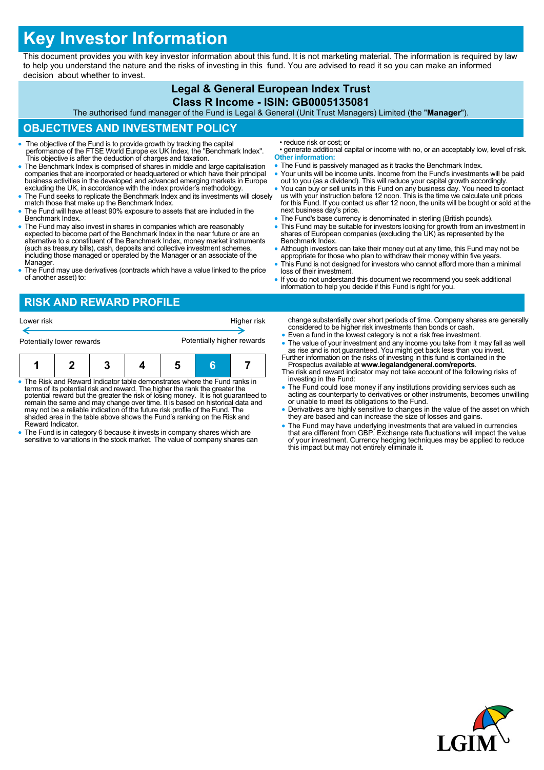# Key Investor Information

This document provides you with key investor information about this fund. It is not marketing material. The information is required by law to help you understand the nature and the risks of investing in this fund. You are advised to read it so you can make an informed decision about whether to invest.

**Legal & General European Index Trust**

**Class R Income - ISIN: GB0005135081**

The authorised fund manager of the Fund is Legal & General (Unit Trust Managers) Limited (the "**Manager**").

## OBJECTIVES AND INVESTMENT POLICY

- The objective of the Fund is to provide growth by tracking the capital performance of the FTSE World Europe ex UK Index, the "Benchmark Index". This objective is after the deduction of charges and taxation.
- The Benchmark Index is comprised of shares in middle and large capitalisation companies that are incorporated or headquartered or which have their principal business activities in the developed and advanced emerging markets in Europe excluding the UK, in accordance with the index provider's methodology.
- The Fund seeks to replicate the Benchmark Index and its investments will closely match those that make up the Benchmark Index.
- The Fund will have at least 90% exposure to assets that are included in the Benchmark Index.
- The Fund may also invest in shares in companies which are reasonably expected to become part of the Benchmark Index in the near future or are an alternative to a constituent of the Benchmark Index, money market instruments (such as treasury bills), cash, deposits and collective investment schemes, including those managed or operated by the Manager or an associate of the Manager.
- The Fund may use derivatives (contracts which have a value linked to the price of another asset) to:
  - reduce risk or cost; or
  - generate additional capital or income with no, or an acceptably low, level of risk.

**Other information:**

- The Fund is passively managed as it tracks the Benchmark Index.
- Your units will be income units. Income from the Fund's investments will be paid out to you (as a dividend). This will reduce your capital growth accordingly.
- You can buy or sell units in this Fund on any business day. You need to contact us with your instruction before 12 noon. This is the time we calculate unit prices for this Fund. If you contact us after 12 noon, the units will be bought or sold at the next business day's price.
- The Fund's base currency is denominated in sterling (British pounds).
- This Fund may be suitable for investors looking for growth from an investment in shares of European companies (excluding the UK) as represented by the Benchmark Index.
- Although investors can take their money out at any time, this Fund may not be appropriate for those who plan to withdraw their money within five years.
- This Fund is not designed for investors who cannot afford more than a minimal loss of their investment.
- If you do not understand this document we recommend you seek additional information to help you decide if this Fund is right for you.

## RISK AND REWARD PROFILE

Lower risk — Higher risk

Potentially lower rewards — Potentially higher rewards

| 1 | 2 | 3 | 4 | 5 | 6 | 7 |
|---|---|---|---|---|---|---|

- The Risk and Reward Indicator table demonstrates where the Fund ranks in terms of its potential risk and reward. The higher the rank the greater the potential reward but the greater the risk of losing money. It is not guaranteed to remain the same and may change over time. It is based on historical data and may not be a reliable indication of the future risk profile of the Fund. The shaded area in the table above shows the Fund's ranking on the Risk and Reward Indicator.
- The Fund is in category 6 because it invests in company shares which are sensitive to variations in the stock market. The value of company shares can change substantially over short periods of time. Company shares are generally considered to be higher risk investments than bonds or cash.
- Even a fund in the lowest category is not a risk free investment.
- The value of your investment and any income you take from it may fall as well as rise and is not guaranteed. You might get back less than you invest.

Further information on the risks of investing in this fund is contained in the Prospectus available at **www.legalandgeneral.com/reports**.

The risk and reward indicator may not take account of the following risks of investing in the Fund:

- The Fund could lose money if any institutions providing services such as acting as counterparty to derivatives or other instruments, becomes unwilling or unable to meet its obligations to the Fund.
- Derivatives are highly sensitive to changes in the value of the asset on which they are based and can increase the size of losses and gains.
- The Fund may have underlying investments that are valued in currencies that are different from GBP. Exchange rate fluctuations will impact the value of your investment. Currency hedging techniques may be applied to reduce this impact but may not entirely eliminate it.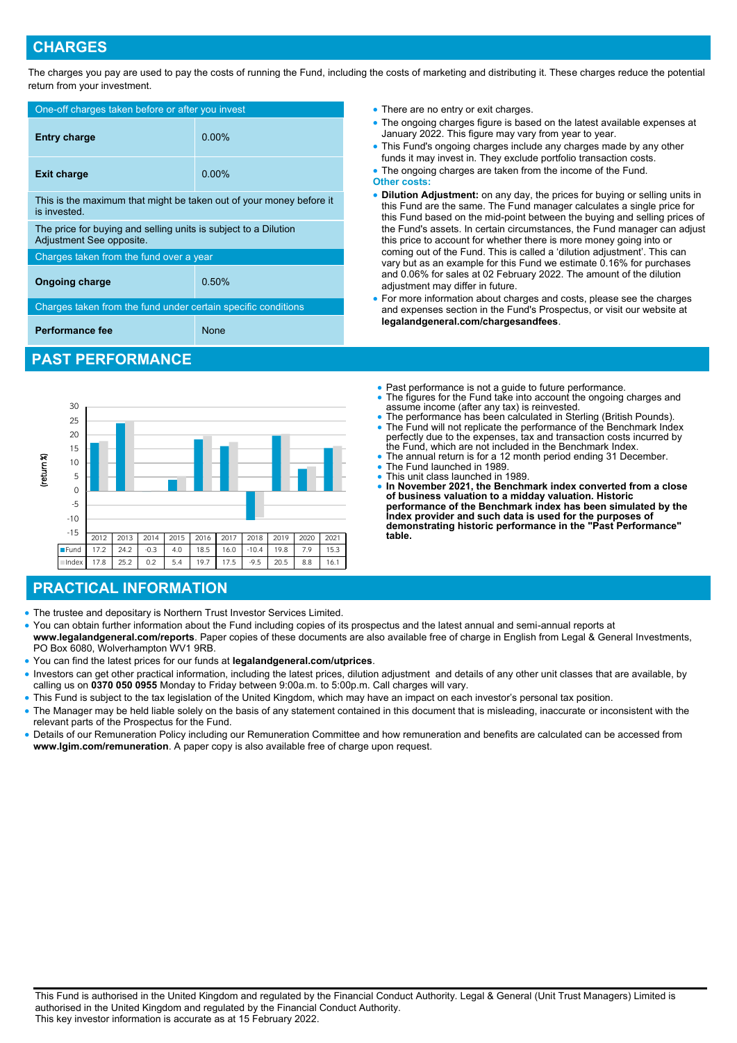## CHARGES

The charges you pay are used to pay the costs of running the Fund, including the costs of marketing and distributing it. These charges reduce the potential return from your investment.

| One-off charges taken before or after you invest | |
|---|---|
| **Entry charge** | 0.00% |
| **Exit charge** | 0.00% |
| This is the maximum that might be taken out of your money before it is invested. | |
| The price for buying and selling units is subject to a Dilution Adjustment See opposite. | |
| **Charges taken from the fund over a year** | |
| **Ongoing charge** | 0.50% |
| **Charges taken from the fund under certain specific conditions** | |
| **Performance fee** | None |

- There are no entry or exit charges.
- The ongoing charges figure is based on the latest available expenses at January 2022. This figure may vary from year to year.
- This Fund's ongoing charges include any charges made by any other funds it may invest in. They exclude portfolio transaction costs.
- The ongoing charges are taken from the income of the Fund.

**Other costs:**

- **Dilution Adjustment:** on any day, the prices for buying or selling units in this Fund are the same. The Fund manager calculates a single price for this Fund based on the mid-point between the buying and selling prices of the Fund's assets. In certain circumstances, the Fund manager can adjust this price to account for whether there is more money going into or coming out of the Fund. This is called a 'dilution adjustment'. This can vary but as an example for this Fund we estimate 0.16% for purchases and 0.06% for sales at 02 February 2022. The amount of the dilution adjustment may differ in future.
- For more information about charges and costs, please see the charges and expenses section in the Fund's Prospectus, or visit our website at **legalandgeneral.com/chargesandfees**.

## PAST PERFORMANCE

(return %)

30
25
20
15
10
5
0
-5
-10
-15

2012 2013 2014 2015 2016 2017 2018 2019 2020 2021
Fund 17.2 24.2 -0.3 4.0 18.5 16.0 -10.4 19.8 7.9 15.3
Index 17.8 25.2 0.2 5.4 19.7 17.5 -9.5 20.5 8.8 16.1

- Past performance is not a guide to future performance.
- The figures for the Fund take into account the ongoing charges and assume income (after any tax) is reinvested.
- The performance has been calculated in Sterling (British Pounds).
- The Fund will not replicate the performance of the Benchmark Index perfectly due to the expenses, tax and transaction costs incurred by the Fund, which are not included in the Benchmark Index.
- The annual return is for a 12 month period ending 31 December.
- The Fund launched in 1989.
- This unit class launched in 1989.
- **In November 2021, the Benchmark index converted from a close of business valuation to a midday valuation. Historic performance of the Benchmark index has been simulated by the Index provider and such data is used for the purposes of demonstrating historic performance in the "Past Performance" table.**

## PRACTICAL INFORMATION

- The trustee and depositary is Northern Trust Investor Services Limited.
- You can obtain further information about the Fund including copies of its prospectus and the latest annual and semi-annual reports at **www.legalandgeneral.com/reports**. Paper copies of these documents are also available free of charge in English from Legal & General Investments, PO Box 6080, Wolverhampton WV1 9RB.
- You can find the latest prices for our funds at **legalandgeneral.com/utprices**.
- Investors can get other practical information, including the latest prices, dilution adjustment and details of any other unit classes that are available, by calling us on **0370 050 0955** Monday to Friday between 9:00a.m. to 5:00p.m. Call charges will vary.
- This Fund is subject to the tax legislation of the United Kingdom, which may have an impact on each investor's personal tax position.
- The Manager may be held liable solely on the basis of any statement contained in this document that is misleading, inaccurate or inconsistent with the relevant parts of the Prospectus for the Fund.
- Details of our Remuneration Policy including our Remuneration Committee and how remuneration and benefits are calculated can be accessed from **www.lgim.com/remuneration**. A paper copy is also available free of charge upon request.

This Fund is authorised in the United Kingdom and regulated by the Financial Conduct Authority. Legal & General (Unit Trust Managers) Limited is authorised in the United Kingdom and regulated by the Financial Conduct Authority.
This key investor information is accurate as at 15 February 2022.